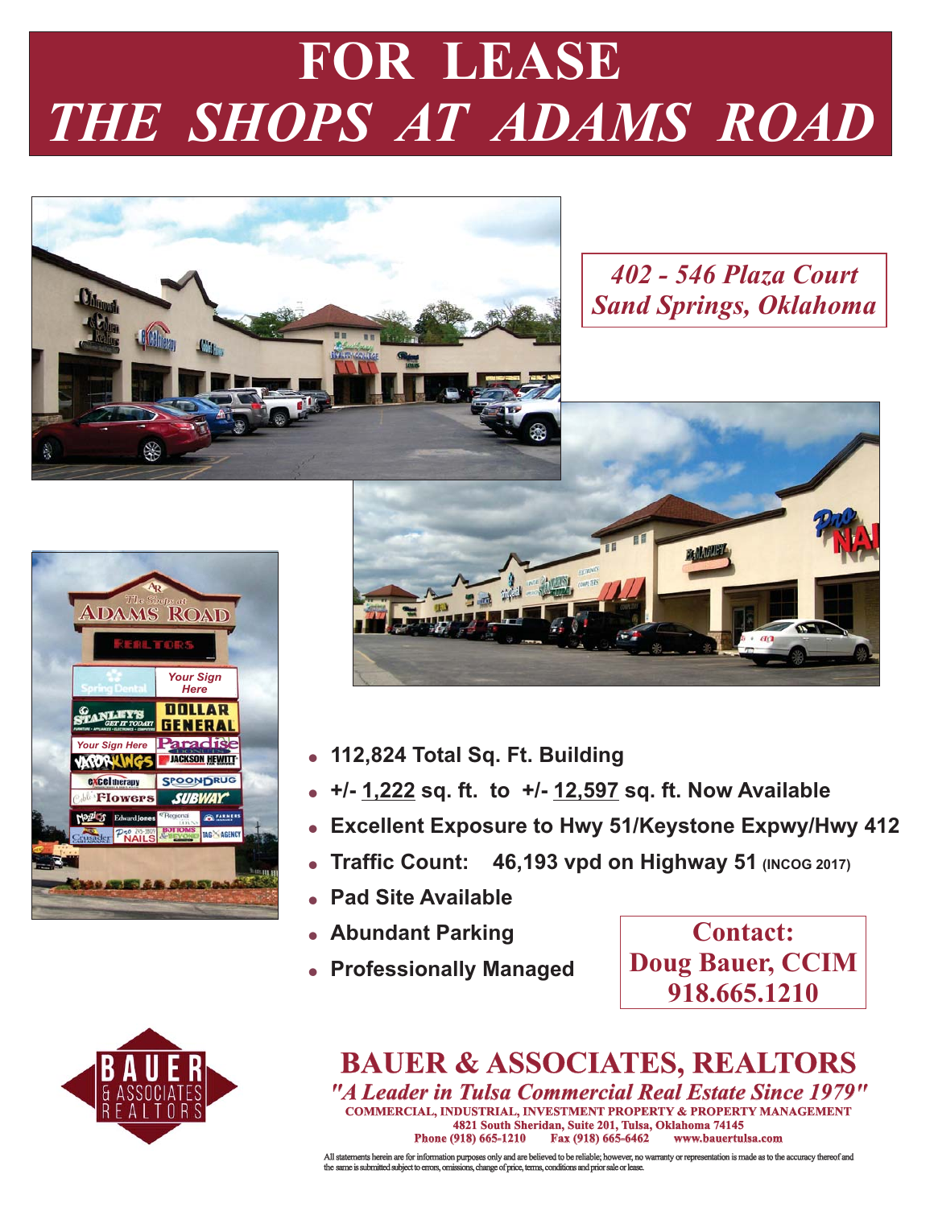# FOR LEASE

# *THE SHOPS AT ADAMS ROAD*

*402 - 546 Plaza Court*
*Sand Springs, Oklahoma*

- **112,824 Total Sq. Ft. Building**
- **+/- 1,222 sq. ft. to +/- 12,597 sq. ft. Now Available**
- **Excellent Exposure to Hwy 51/Keystone Expwy/Hwy 412**
- **Traffic Count: 46,193 vpd on Highway 51 (INCOG 2017)**
- **Pad Site Available**
- **Abundant Parking**
- **Professionally Managed**

**Contact:**
**Doug Bauer, CCIM**
**918.665.1210**

## BAUER & ASSOCIATES, REALTORS

*"A Leader in Tulsa Commercial Real Estate Since 1979"*

COMMERCIAL, INDUSTRIAL, INVESTMENT PROPERTY & PROPERTY MANAGEMENT
4821 South Sheridan, Suite 201, Tulsa, Oklahoma 74145
Phone (918) 665-1210 Fax (918) 665-6462 www.bauertulsa.com

All statements herein are for information purposes only and are believed to be reliable; however, no warranty or representation is made as to the accuracy thereof and the same is submitted subject to errors, omissions, change of price, terms, conditions and prior sale or lease.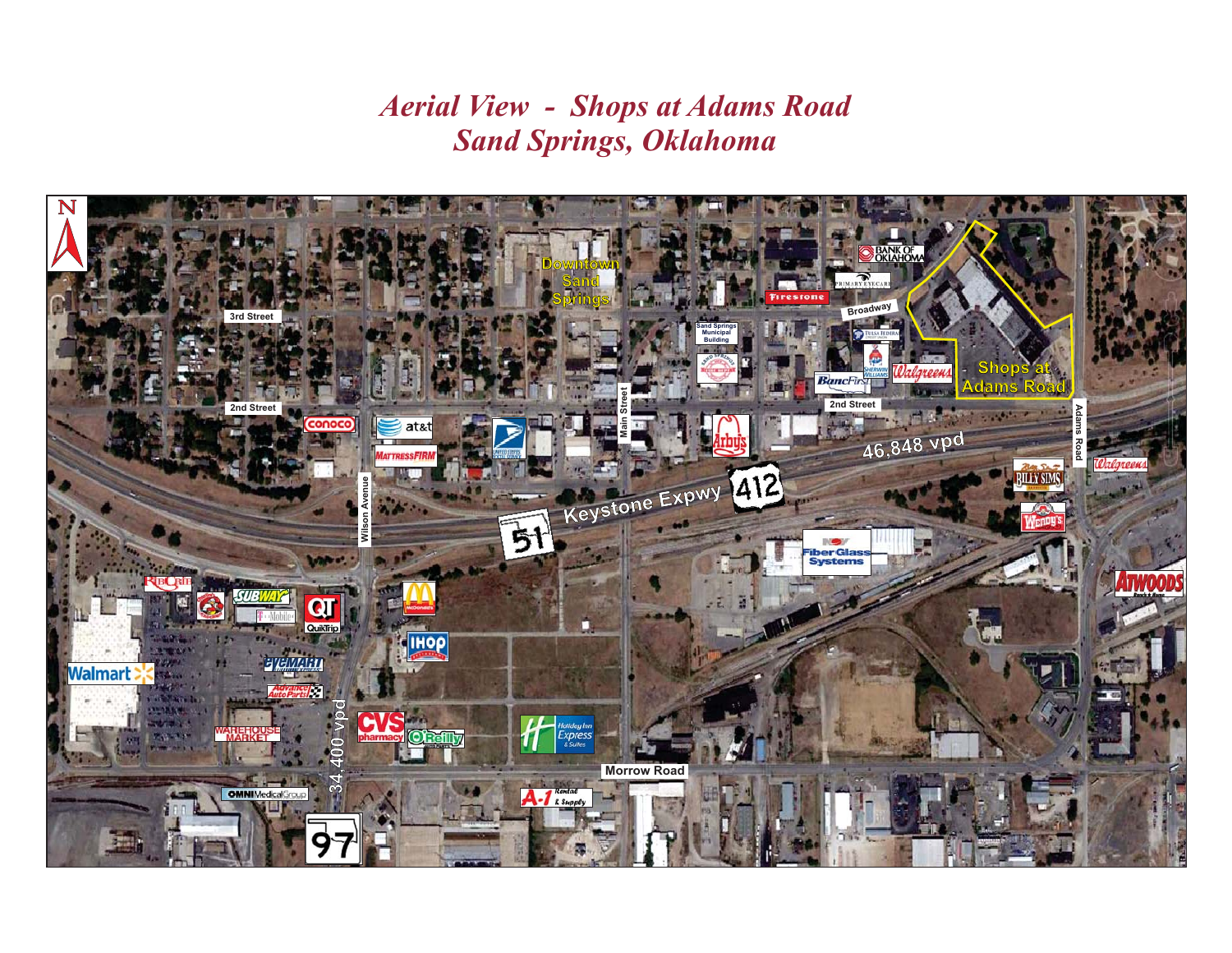# *Aerial View - Shops at Adams Road*
# *Sand Springs, Oklahoma*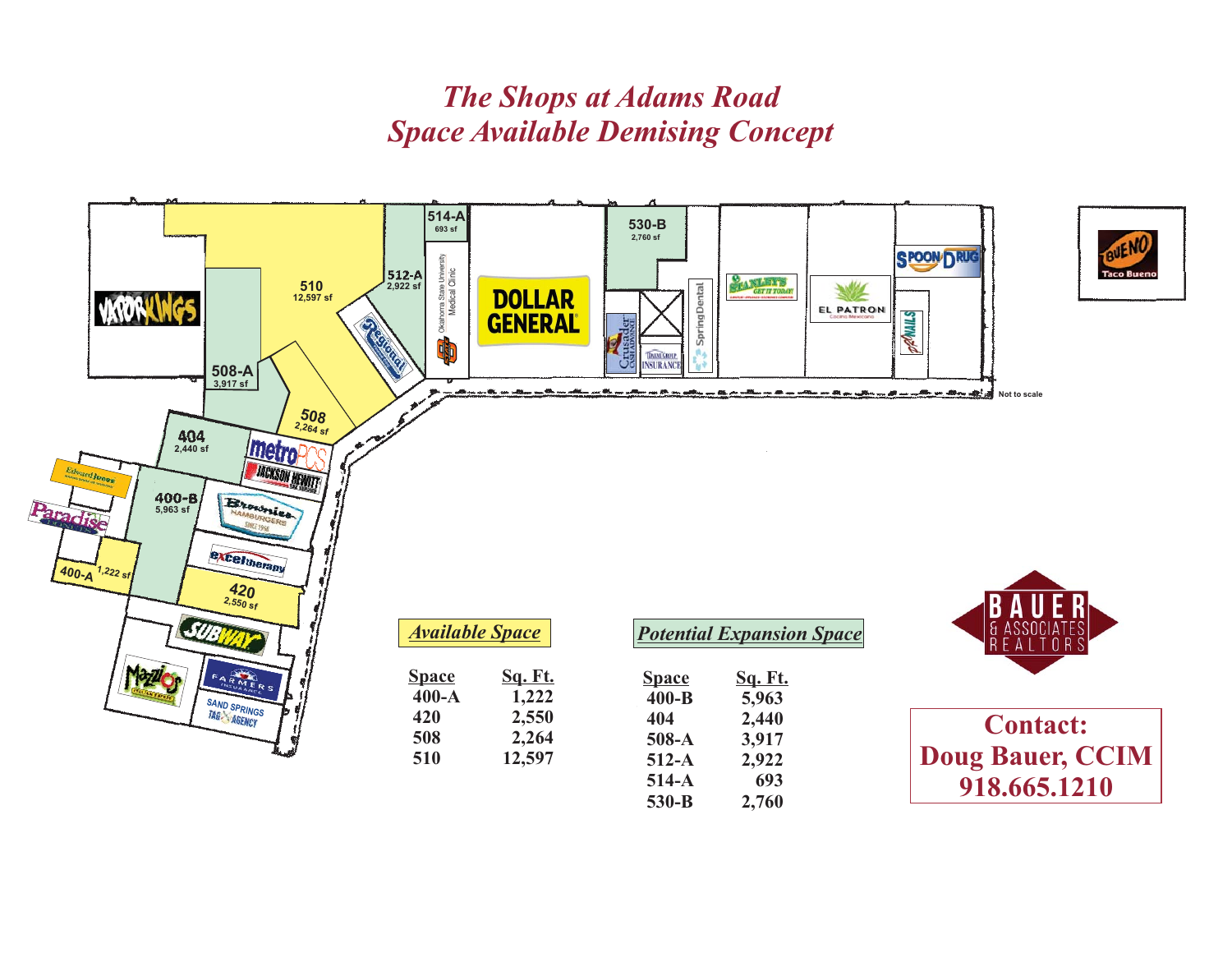# *The Shops at Adams Road*
## *Space Available Demising Concept*

*Available Space*

| Space | Sq. Ft. |
|---|---|
| 400-A | 1,222 |
| 420 | 2,550 |
| 508 | 2,264 |
| 510 | 12,597 |

*Potential Expansion Space*

| Space | Sq. Ft. |
|---|---|
| 400-B | 5,963 |
| 404 | 2,440 |
| 508-A | 3,917 |
| 512-A | 2,922 |
| 514-A | 693 |
| 530-B | 2,760 |

Not to scale

**Contact:**
**Doug Bauer, CCIM**
**918.665.1210**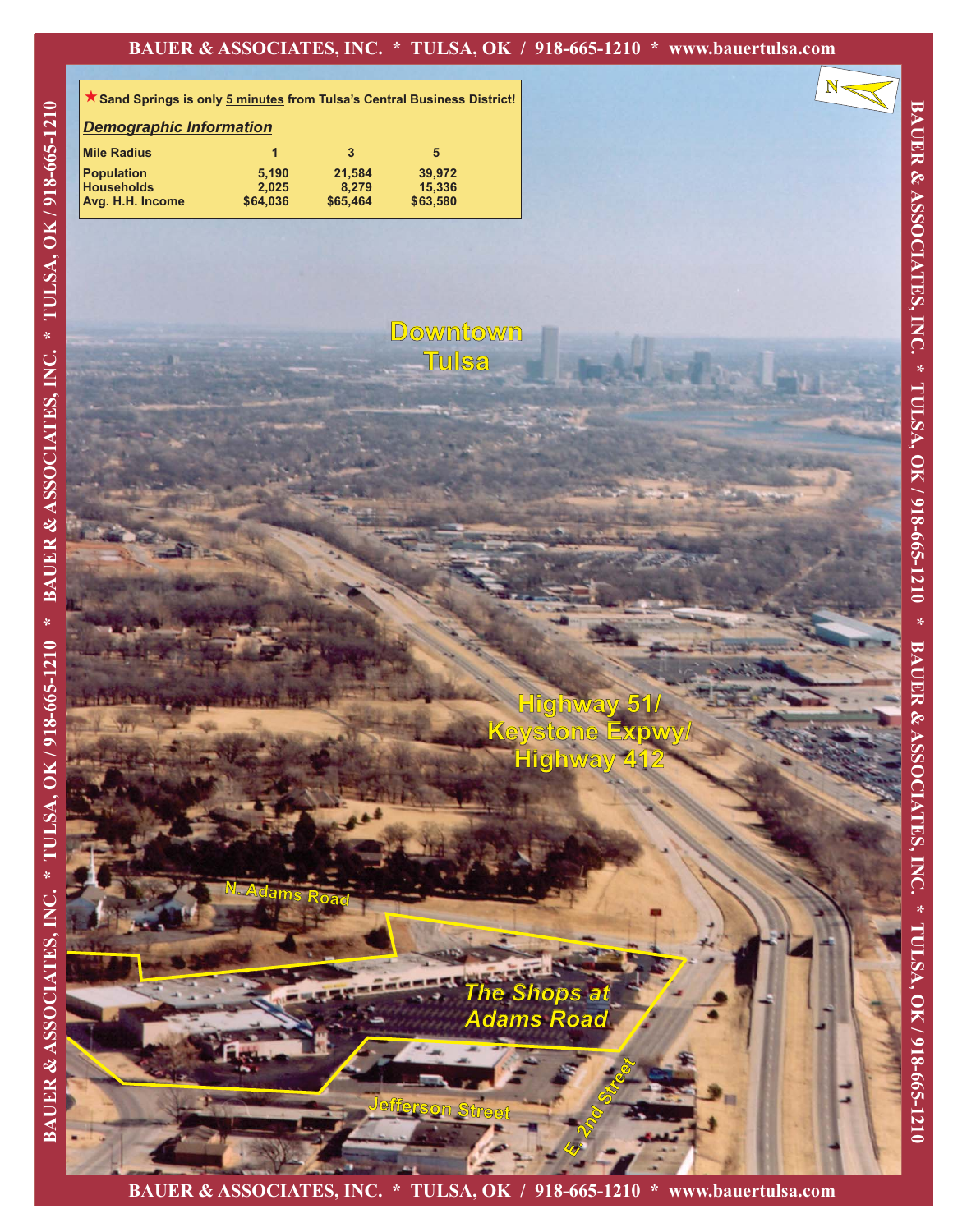★ **Sand Springs is only 5 minutes from Tulsa's Central Business District!**

***Demographic Information***

| Mile Radius | 1 | 3 | 5 |
|---|---|---|---|
| Population | 5,190 | 21,584 | 39,972 |
| Households | 2,025 | 8,279 | 15,336 |
| Avg. H.H. Income | $64,036 | $65,464 | $63,580 |

Downtown Tulsa

Highway 51/ Keystone Expwy/ Highway 412

N. Adams Road

The Shops at Adams Road

Jefferson Street

E. 2nd Street